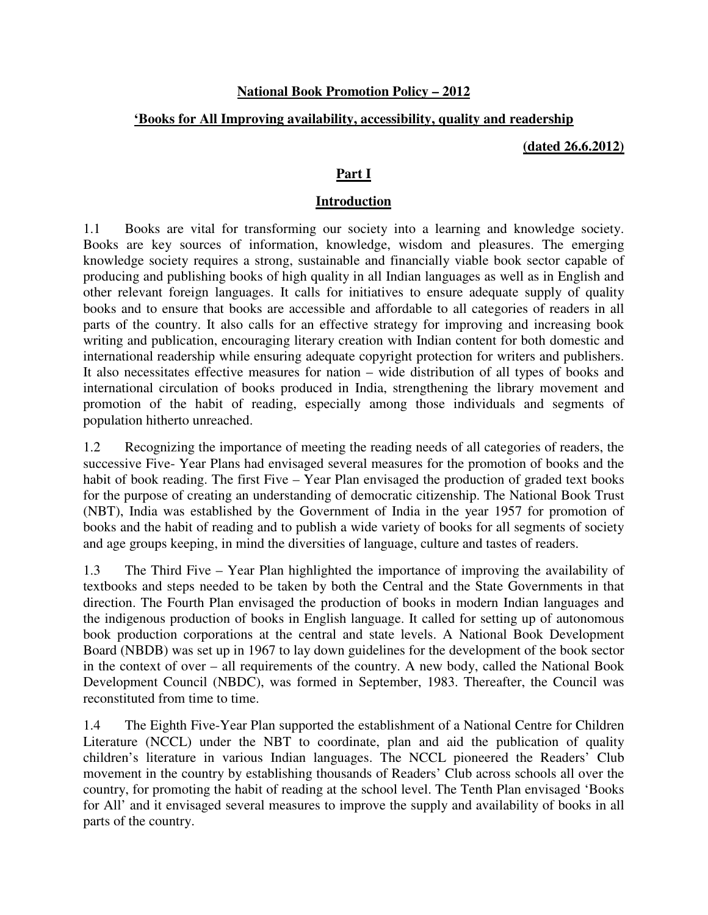# National Book Promotion Policy – 2012

## 'Books for All Improving availability, accessibility, quality and readership

**(dated 26.6.2012)**

## Part I

## Introduction

1.1 Books are vital for transforming our society into a learning and knowledge society. Books are key sources of information, knowledge, wisdom and pleasures. The emerging knowledge society requires a strong, sustainable and financially viable book sector capable of producing and publishing books of high quality in all Indian languages as well as in English and other relevant foreign languages. It calls for initiatives to ensure adequate supply of quality books and to ensure that books are accessible and affordable to all categories of readers in all parts of the country. It also calls for an effective strategy for improving and increasing book writing and publication, encouraging literary creation with Indian content for both domestic and international readership while ensuring adequate copyright protection for writers and publishers. It also necessitates effective measures for nation – wide distribution of all types of books and international circulation of books produced in India, strengthening the library movement and promotion of the habit of reading, especially among those individuals and segments of population hitherto unreached.

1.2 Recognizing the importance of meeting the reading needs of all categories of readers, the successive Five- Year Plans had envisaged several measures for the promotion of books and the habit of book reading. The first Five – Year Plan envisaged the production of graded text books for the purpose of creating an understanding of democratic citizenship. The National Book Trust (NBT), India was established by the Government of India in the year 1957 for promotion of books and the habit of reading and to publish a wide variety of books for all segments of society and age groups keeping, in mind the diversities of language, culture and tastes of readers.

1.3 The Third Five – Year Plan highlighted the importance of improving the availability of textbooks and steps needed to be taken by both the Central and the State Governments in that direction. The Fourth Plan envisaged the production of books in modern Indian languages and the indigenous production of books in English language. It called for setting up of autonomous book production corporations at the central and state levels. A National Book Development Board (NBDB) was set up in 1967 to lay down guidelines for the development of the book sector in the context of over – all requirements of the country. A new body, called the National Book Development Council (NBDC), was formed in September, 1983. Thereafter, the Council was reconstituted from time to time.

1.4 The Eighth Five-Year Plan supported the establishment of a National Centre for Children Literature (NCCL) under the NBT to coordinate, plan and aid the publication of quality children's literature in various Indian languages. The NCCL pioneered the Readers' Club movement in the country by establishing thousands of Readers' Club across schools all over the country, for promoting the habit of reading at the school level. The Tenth Plan envisaged 'Books for All' and it envisaged several measures to improve the supply and availability of books in all parts of the country.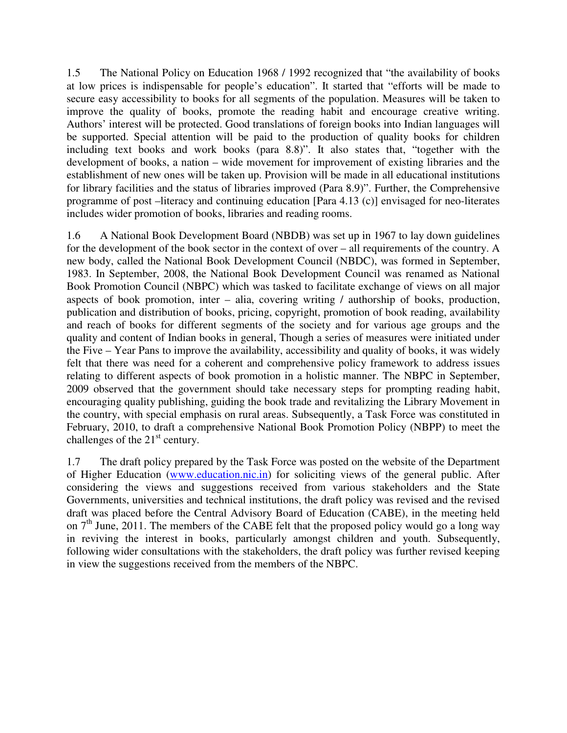1.5 The National Policy on Education 1968 / 1992 recognized that "the availability of books at low prices is indispensable for people's education". It started that "efforts will be made to secure easy accessibility to books for all segments of the population. Measures will be taken to improve the quality of books, promote the reading habit and encourage creative writing. Authors' interest will be protected. Good translations of foreign books into Indian languages will be supported. Special attention will be paid to the production of quality books for children including text books and work books (para 8.8)". It also states that, "together with the development of books, a nation – wide movement for improvement of existing libraries and the establishment of new ones will be taken up. Provision will be made in all educational institutions for library facilities and the status of libraries improved (Para 8.9)". Further, the Comprehensive programme of post –literacy and continuing education [Para 4.13 (c)] envisaged for neo-literates includes wider promotion of books, libraries and reading rooms.

1.6 A National Book Development Board (NBDB) was set up in 1967 to lay down guidelines for the development of the book sector in the context of over – all requirements of the country. A new body, called the National Book Development Council (NBDC), was formed in September, 1983. In September, 2008, the National Book Development Council was renamed as National Book Promotion Council (NBPC) which was tasked to facilitate exchange of views on all major aspects of book promotion, inter – alia, covering writing / authorship of books, production, publication and distribution of books, pricing, copyright, promotion of book reading, availability and reach of books for different segments of the society and for various age groups and the quality and content of Indian books in general, Though a series of measures were initiated under the Five – Year Pans to improve the availability, accessibility and quality of books, it was widely felt that there was need for a coherent and comprehensive policy framework to address issues relating to different aspects of book promotion in a holistic manner. The NBPC in September, 2009 observed that the government should take necessary steps for prompting reading habit, encouraging quality publishing, guiding the book trade and revitalizing the Library Movement in the country, with special emphasis on rural areas. Subsequently, a Task Force was constituted in February, 2010, to draft a comprehensive National Book Promotion Policy (NBPP) to meet the challenges of the 21st century.

1.7 The draft policy prepared by the Task Force was posted on the website of the Department of Higher Education (www.education.nic.in) for soliciting views of the general public. After considering the views and suggestions received from various stakeholders and the State Governments, universities and technical institutions, the draft policy was revised and the revised draft was placed before the Central Advisory Board of Education (CABE), in the meeting held on 7th June, 2011. The members of the CABE felt that the proposed policy would go a long way in reviving the interest in books, particularly amongst children and youth. Subsequently, following wider consultations with the stakeholders, the draft policy was further revised keeping in view the suggestions received from the members of the NBPC.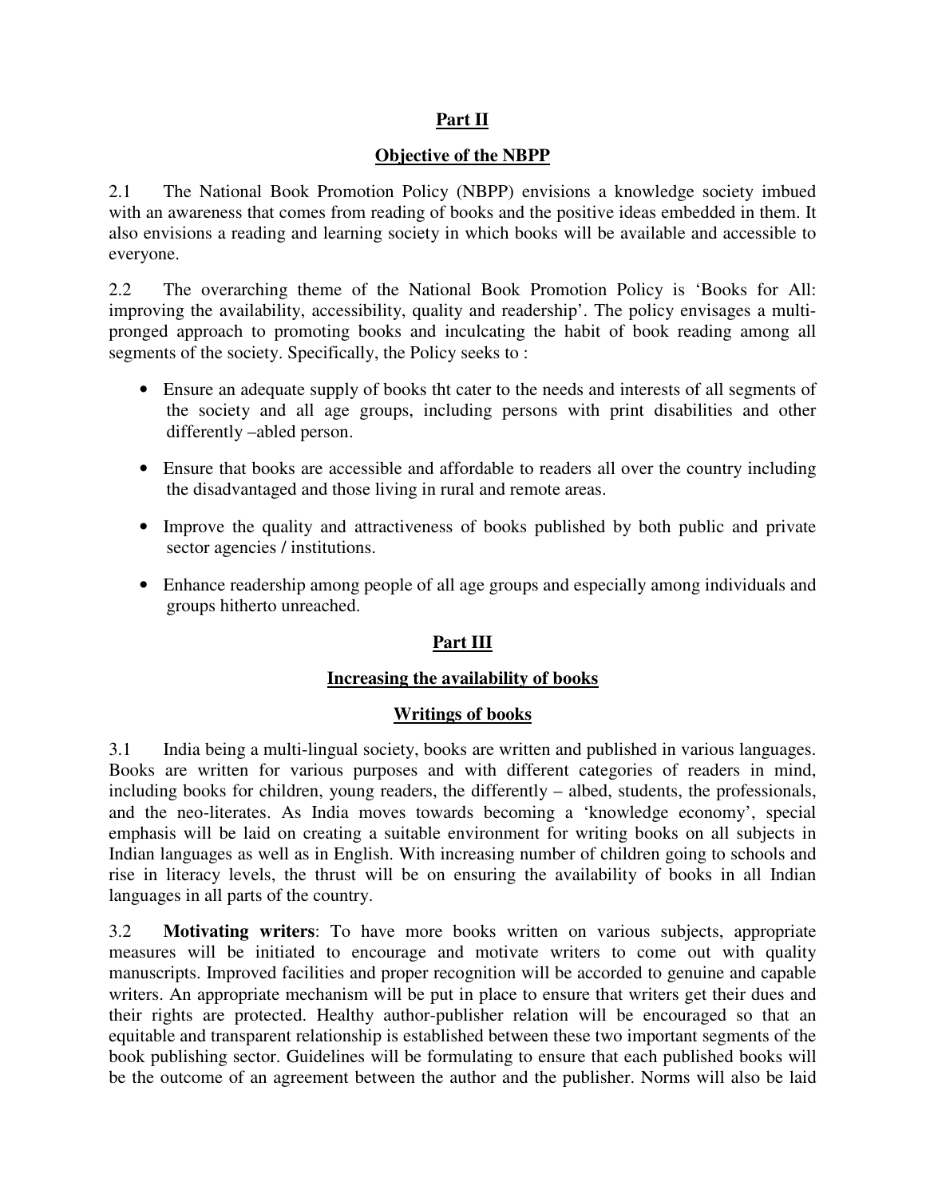## Part II

## Objective of the NBPP

2.1 The National Book Promotion Policy (NBPP) envisions a knowledge society imbued with an awareness that comes from reading of books and the positive ideas embedded in them. It also envisions a reading and learning society in which books will be available and accessible to everyone.

2.2 The overarching theme of the National Book Promotion Policy is 'Books for All: improving the availability, accessibility, quality and readership'. The policy envisages a multi-pronged approach to promoting books and inculcating the habit of book reading among all segments of the society. Specifically, the Policy seeks to :

- Ensure an adequate supply of books tht cater to the needs and interests of all segments of the society and all age groups, including persons with print disabilities and other differently –abled person.
- Ensure that books are accessible and affordable to readers all over the country including the disadvantaged and those living in rural and remote areas.
- Improve the quality and attractiveness of books published by both public and private sector agencies / institutions.
- Enhance readership among people of all age groups and especially among individuals and groups hitherto unreached.

## Part III

## Increasing the availability of books

### Writings of books

3.1 India being a multi-lingual society, books are written and published in various languages. Books are written for various purposes and with different categories of readers in mind, including books for children, young readers, the differently – albed, students, the professionals, and the neo-literates. As India moves towards becoming a 'knowledge economy', special emphasis will be laid on creating a suitable environment for writing books on all subjects in Indian languages as well as in English. With increasing number of children going to schools and rise in literacy levels, the thrust will be on ensuring the availability of books in all Indian languages in all parts of the country.

3.2 **Motivating writers**: To have more books written on various subjects, appropriate measures will be initiated to encourage and motivate writers to come out with quality manuscripts. Improved facilities and proper recognition will be accorded to genuine and capable writers. An appropriate mechanism will be put in place to ensure that writers get their dues and their rights are protected. Healthy author-publisher relation will be encouraged so that an equitable and transparent relationship is established between these two important segments of the book publishing sector. Guidelines will be formulating to ensure that each published books will be the outcome of an agreement between the author and the publisher. Norms will also be laid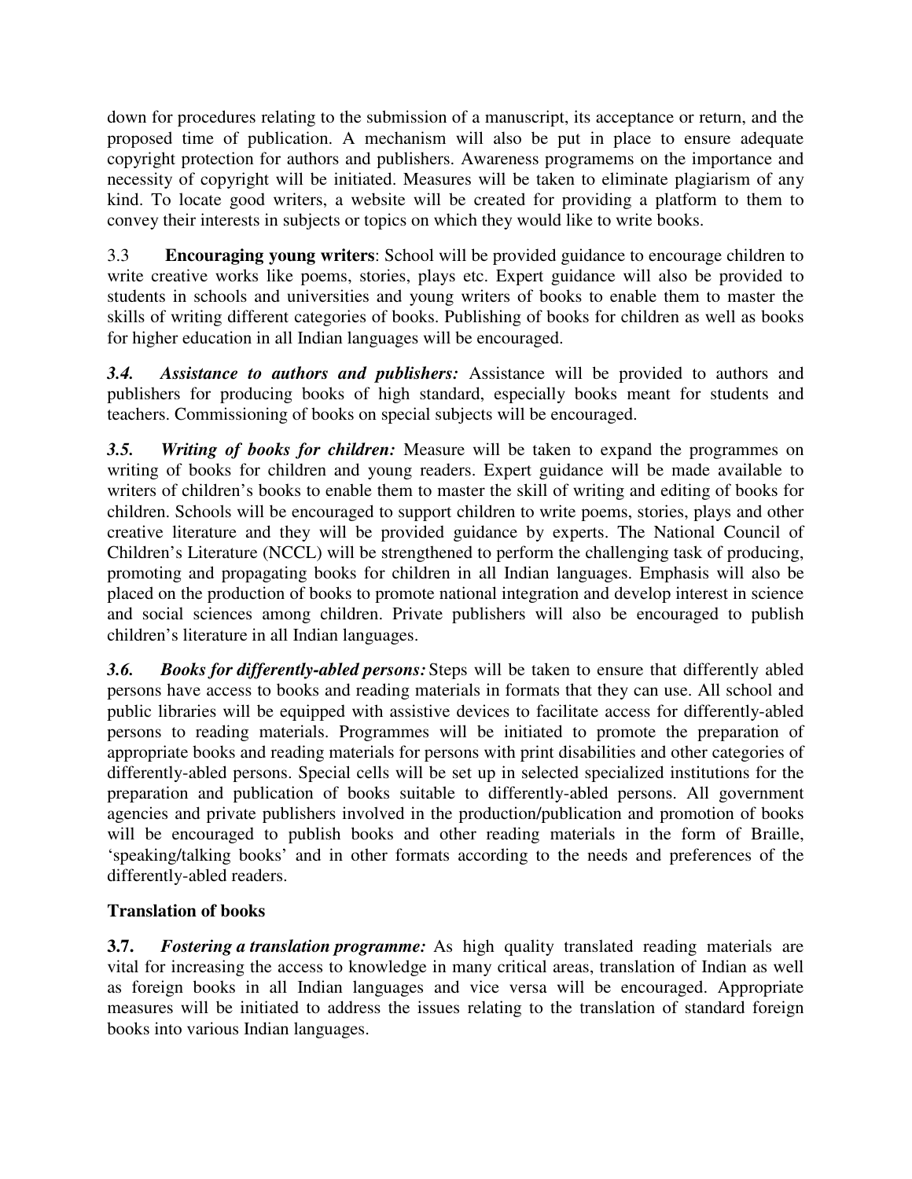down for procedures relating to the submission of a manuscript, its acceptance or return, and the proposed time of publication. A mechanism will also be put in place to ensure adequate copyright protection for authors and publishers. Awareness programems on the importance and necessity of copyright will be initiated. Measures will be taken to eliminate plagiarism of any kind. To locate good writers, a website will be created for providing a platform to them to convey their interests in subjects or topics on which they would like to write books.

3.3 **Encouraging young writers**: School will be provided guidance to encourage children to write creative works like poems, stories, plays etc. Expert guidance will also be provided to students in schools and universities and young writers of books to enable them to master the skills of writing different categories of books. Publishing of books for children as well as books for higher education in all Indian languages will be encouraged.

***3.4. Assistance to authors and publishers:*** Assistance will be provided to authors and publishers for producing books of high standard, especially books meant for students and teachers. Commissioning of books on special subjects will be encouraged.

***3.5. Writing of books for children:*** Measure will be taken to expand the programmes on writing of books for children and young readers. Expert guidance will be made available to writers of children's books to enable them to master the skill of writing and editing of books for children. Schools will be encouraged to support children to write poems, stories, plays and other creative literature and they will be provided guidance by experts. The National Council of Children's Literature (NCCL) will be strengthened to perform the challenging task of producing, promoting and propagating books for children in all Indian languages. Emphasis will also be placed on the production of books to promote national integration and develop interest in science and social sciences among children. Private publishers will also be encouraged to publish children's literature in all Indian languages.

***3.6. Books for differently-abled persons:*** Steps will be taken to ensure that differently abled persons have access to books and reading materials in formats that they can use. All school and public libraries will be equipped with assistive devices to facilitate access for differently-abled persons to reading materials. Programmes will be initiated to promote the preparation of appropriate books and reading materials for persons with print disabilities and other categories of differently-abled persons. Special cells will be set up in selected specialized institutions for the preparation and publication of books suitable to differently-abled persons. All government agencies and private publishers involved in the production/publication and promotion of books will be encouraged to publish books and other reading materials in the form of Braille, 'speaking/talking books' and in other formats according to the needs and preferences of the differently-abled readers.

### Translation of books

**3.7.** ***Fostering a translation programme:*** As high quality translated reading materials are vital for increasing the access to knowledge in many critical areas, translation of Indian as well as foreign books in all Indian languages and vice versa will be encouraged. Appropriate measures will be initiated to address the issues relating to the translation of standard foreign books into various Indian languages.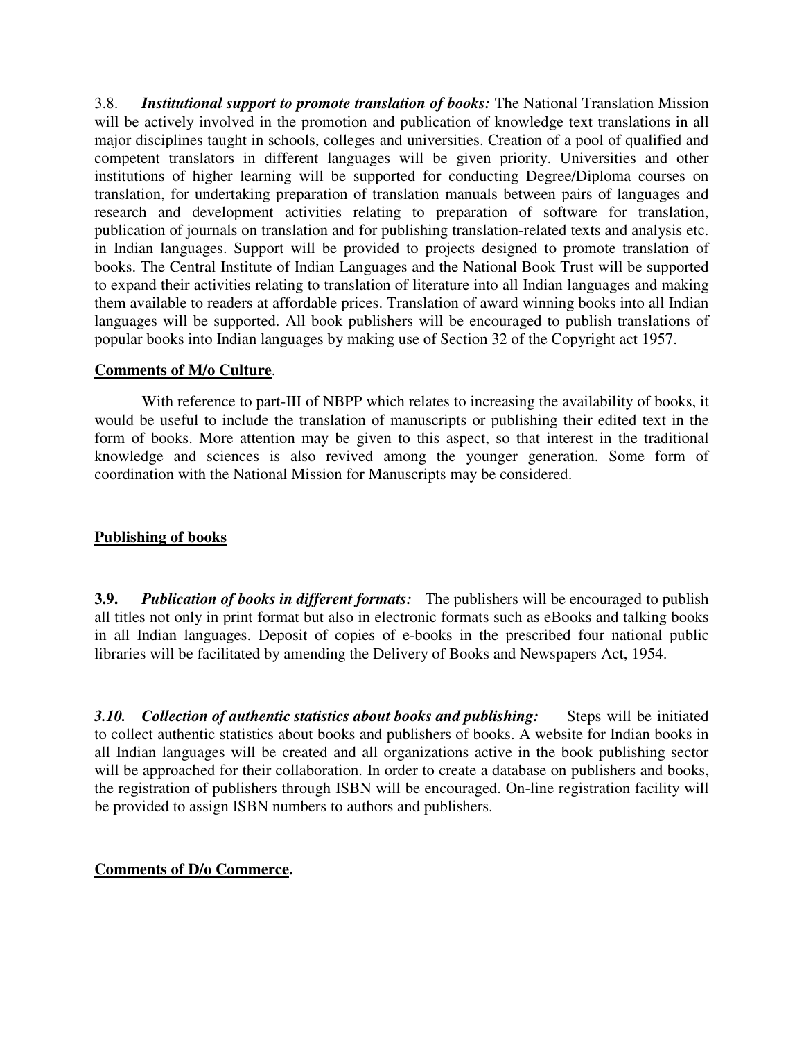3.8. ***Institutional support to promote translation of books:*** The National Translation Mission will be actively involved in the promotion and publication of knowledge text translations in all major disciplines taught in schools, colleges and universities. Creation of a pool of qualified and competent translators in different languages will be given priority. Universities and other institutions of higher learning will be supported for conducting Degree/Diploma courses on translation, for undertaking preparation of translation manuals between pairs of languages and research and development activities relating to preparation of software for translation, publication of journals on translation and for publishing translation-related texts and analysis etc. in Indian languages. Support will be provided to projects designed to promote translation of books. The Central Institute of Indian Languages and the National Book Trust will be supported to expand their activities relating to translation of literature into all Indian languages and making them available to readers at affordable prices. Translation of award winning books into all Indian languages will be supported. All book publishers will be encouraged to publish translations of popular books into Indian languages by making use of Section 32 of the Copyright act 1957.

**Comments of M/o Culture**.

With reference to part-III of NBPP which relates to increasing the availability of books, it would be useful to include the translation of manuscripts or publishing their edited text in the form of books. More attention may be given to this aspect, so that interest in the traditional knowledge and sciences is also revived among the younger generation. Some form of coordination with the National Mission for Manuscripts may be considered.

**Publishing of books**

**3.9.** ***Publication of books in different formats:*** The publishers will be encouraged to publish all titles not only in print format but also in electronic formats such as eBooks and talking books in all Indian languages. Deposit of copies of e-books in the prescribed four national public libraries will be facilitated by amending the Delivery of Books and Newspapers Act, 1954.

***3.10. Collection of authentic statistics about books and publishing:*** Steps will be initiated to collect authentic statistics about books and publishers of books. A website for Indian books in all Indian languages will be created and all organizations active in the book publishing sector will be approached for their collaboration. In order to create a database on publishers and books, the registration of publishers through ISBN will be encouraged. On-line registration facility will be provided to assign ISBN numbers to authors and publishers.

**Comments of D/o Commerce.**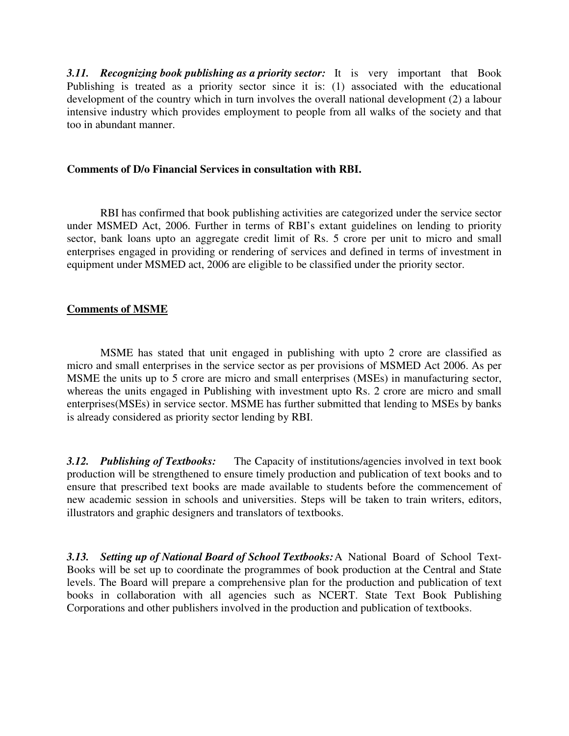***3.11. Recognizing book publishing as a priority sector:*** It is very important that Book Publishing is treated as a priority sector since it is: (1) associated with the educational development of the country which in turn involves the overall national development (2) a labour intensive industry which provides employment to people from all walks of the society and that too in abundant manner.

**Comments of D/o Financial Services in consultation with RBI.**

RBI has confirmed that book publishing activities are categorized under the service sector under MSMED Act, 2006. Further in terms of RBI's extant guidelines on lending to priority sector, bank loans upto an aggregate credit limit of Rs. 5 crore per unit to micro and small enterprises engaged in providing or rendering of services and defined in terms of investment in equipment under MSMED act, 2006 are eligible to be classified under the priority sector.

**Comments of MSME**

MSME has stated that unit engaged in publishing with upto 2 crore are classified as micro and small enterprises in the service sector as per provisions of MSMED Act 2006. As per MSME the units up to 5 crore are micro and small enterprises (MSEs) in manufacturing sector, whereas the units engaged in Publishing with investment upto Rs. 2 crore are micro and small enterprises(MSEs) in service sector. MSME has further submitted that lending to MSEs by banks is already considered as priority sector lending by RBI.

***3.12. Publishing of Textbooks:*** The Capacity of institutions/agencies involved in text book production will be strengthened to ensure timely production and publication of text books and to ensure that prescribed text books are made available to students before the commencement of new academic session in schools and universities. Steps will be taken to train writers, editors, illustrators and graphic designers and translators of textbooks.

***3.13. Setting up of National Board of School Textbooks:*** A National Board of School Text-Books will be set up to coordinate the programmes of book production at the Central and State levels. The Board will prepare a comprehensive plan for the production and publication of text books in collaboration with all agencies such as NCERT. State Text Book Publishing Corporations and other publishers involved in the production and publication of textbooks.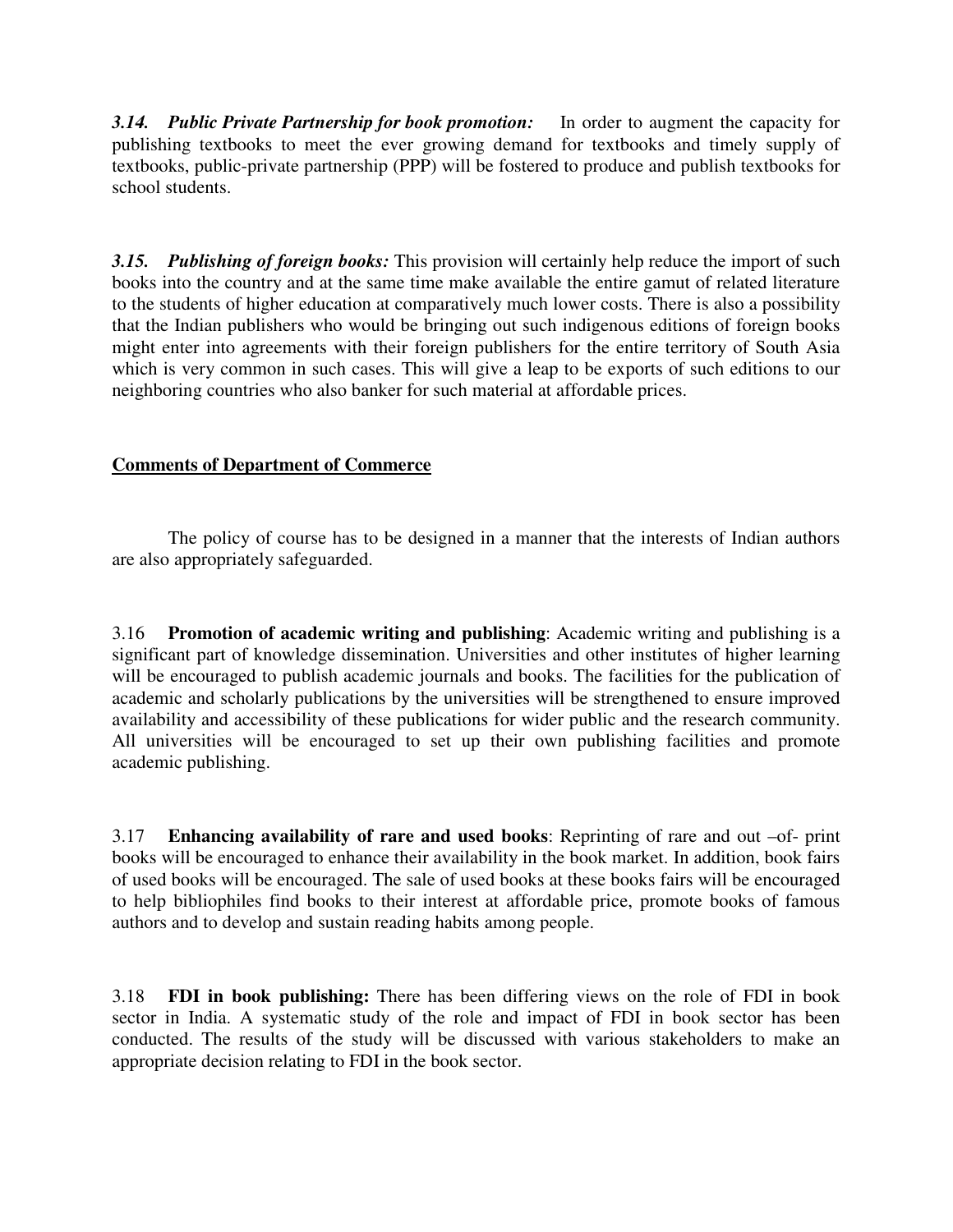***3.14. Public Private Partnership for book promotion:*** In order to augment the capacity for publishing textbooks to meet the ever growing demand for textbooks and timely supply of textbooks, public-private partnership (PPP) will be fostered to produce and publish textbooks for school students.

***3.15. Publishing of foreign books:*** This provision will certainly help reduce the import of such books into the country and at the same time make available the entire gamut of related literature to the students of higher education at comparatively much lower costs. There is also a possibility that the Indian publishers who would be bringing out such indigenous editions of foreign books might enter into agreements with their foreign publishers for the entire territory of South Asia which is very common in such cases. This will give a leap to be exports of such editions to our neighboring countries who also banker for such material at affordable prices.

**Comments of Department of Commerce**

The policy of course has to be designed in a manner that the interests of Indian authors are also appropriately safeguarded.

3.16 **Promotion of academic writing and publishing**: Academic writing and publishing is a significant part of knowledge dissemination. Universities and other institutes of higher learning will be encouraged to publish academic journals and books. The facilities for the publication of academic and scholarly publications by the universities will be strengthened to ensure improved availability and accessibility of these publications for wider public and the research community. All universities will be encouraged to set up their own publishing facilities and promote academic publishing.

3.17 **Enhancing availability of rare and used books**: Reprinting of rare and out –of- print books will be encouraged to enhance their availability in the book market. In addition, book fairs of used books will be encouraged. The sale of used books at these books fairs will be encouraged to help bibliophiles find books to their interest at affordable price, promote books of famous authors and to develop and sustain reading habits among people.

3.18 **FDI in book publishing:** There has been differing views on the role of FDI in book sector in India. A systematic study of the role and impact of FDI in book sector has been conducted. The results of the study will be discussed with various stakeholders to make an appropriate decision relating to FDI in the book sector.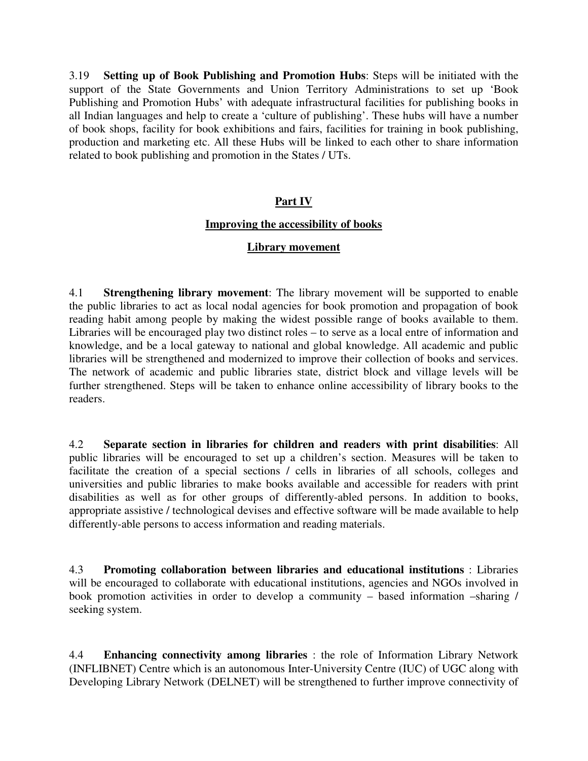3.19 **Setting up of Book Publishing and Promotion Hubs**: Steps will be initiated with the support of the State Governments and Union Territory Administrations to set up 'Book Publishing and Promotion Hubs' with adequate infrastructural facilities for publishing books in all Indian languages and help to create a 'culture of publishing'. These hubs will have a number of book shops, facility for book exhibitions and fairs, facilities for training in book publishing, production and marketing etc. All these Hubs will be linked to each other to share information related to book publishing and promotion in the States / UTs.

## Part IV

### Improving the accessibility of books

### Library movement

4.1 **Strengthening library movement**: The library movement will be supported to enable the public libraries to act as local nodal agencies for book promotion and propagation of book reading habit among people by making the widest possible range of books available to them. Libraries will be encouraged play two distinct roles – to serve as a local entre of information and knowledge, and be a local gateway to national and global knowledge. All academic and public libraries will be strengthened and modernized to improve their collection of books and services. The network of academic and public libraries state, district block and village levels will be further strengthened. Steps will be taken to enhance online accessibility of library books to the readers.

4.2 **Separate section in libraries for children and readers with print disabilities**: All public libraries will be encouraged to set up a children's section. Measures will be taken to facilitate the creation of a special sections / cells in libraries of all schools, colleges and universities and public libraries to make books available and accessible for readers with print disabilities as well as for other groups of differently-abled persons. In addition to books, appropriate assistive / technological devises and effective software will be made available to help differently-able persons to access information and reading materials.

4.3 **Promoting collaboration between libraries and educational institutions** : Libraries will be encouraged to collaborate with educational institutions, agencies and NGOs involved in book promotion activities in order to develop a community – based information –sharing / seeking system.

4.4 **Enhancing connectivity among libraries** : the role of Information Library Network (INFLIBNET) Centre which is an autonomous Inter-University Centre (IUC) of UGC along with Developing Library Network (DELNET) will be strengthened to further improve connectivity of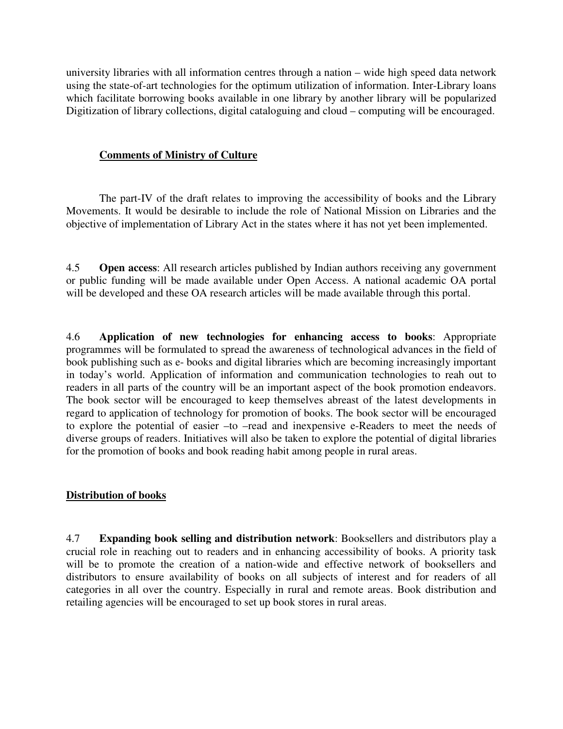university libraries with all information centres through a nation – wide high speed data network using the state-of-art technologies for the optimum utilization of information. Inter-Library loans which facilitate borrowing books available in one library by another library will be popularized Digitization of library collections, digital cataloguing and cloud – computing will be encouraged.

**Comments of Ministry of Culture**

The part-IV of the draft relates to improving the accessibility of books and the Library Movements. It would be desirable to include the role of National Mission on Libraries and the objective of implementation of Library Act in the states where it has not yet been implemented.

4.5 **Open access**: All research articles published by Indian authors receiving any government or public funding will be made available under Open Access. A national academic OA portal will be developed and these OA research articles will be made available through this portal.

4.6 **Application of new technologies for enhancing access to books**: Appropriate programmes will be formulated to spread the awareness of technological advances in the field of book publishing such as e- books and digital libraries which are becoming increasingly important in today's world. Application of information and communication technologies to reah out to readers in all parts of the country will be an important aspect of the book promotion endeavors. The book sector will be encouraged to keep themselves abreast of the latest developments in regard to application of technology for promotion of books. The book sector will be encouraged to explore the potential of easier –to –read and inexpensive e-Readers to meet the needs of diverse groups of readers. Initiatives will also be taken to explore the potential of digital libraries for the promotion of books and book reading habit among people in rural areas.

**Distribution of books**

4.7 **Expanding book selling and distribution network**: Booksellers and distributors play a crucial role in reaching out to readers and in enhancing accessibility of books. A priority task will be to promote the creation of a nation-wide and effective network of booksellers and distributors to ensure availability of books on all subjects of interest and for readers of all categories in all over the country. Especially in rural and remote areas. Book distribution and retailing agencies will be encouraged to set up book stores in rural areas.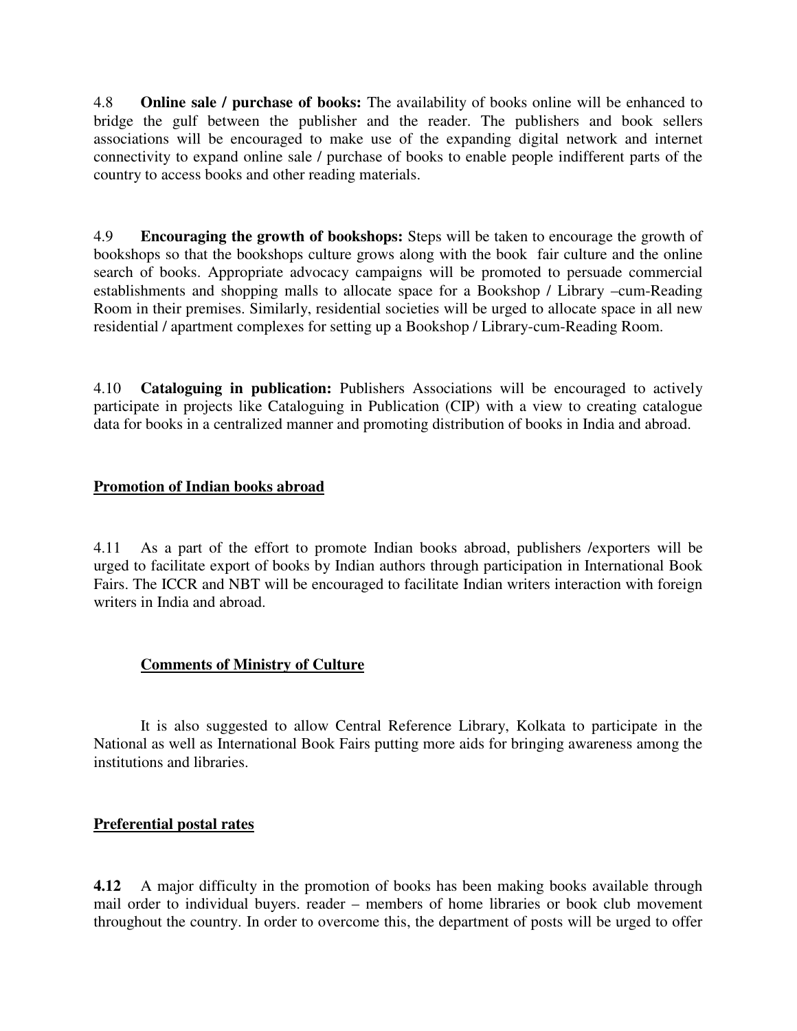4.8 **Online sale / purchase of books:** The availability of books online will be enhanced to bridge the gulf between the publisher and the reader. The publishers and book sellers associations will be encouraged to make use of the expanding digital network and internet connectivity to expand online sale / purchase of books to enable people indifferent parts of the country to access books and other reading materials.

4.9 **Encouraging the growth of bookshops:** Steps will be taken to encourage the growth of bookshops so that the bookshops culture grows along with the book fair culture and the online search of books. Appropriate advocacy campaigns will be promoted to persuade commercial establishments and shopping malls to allocate space for a Bookshop / Library –cum-Reading Room in their premises. Similarly, residential societies will be urged to allocate space in all new residential / apartment complexes for setting up a Bookshop / Library-cum-Reading Room.

4.10 **Cataloguing in publication:** Publishers Associations will be encouraged to actively participate in projects like Cataloguing in Publication (CIP) with a view to creating catalogue data for books in a centralized manner and promoting distribution of books in India and abroad.

**Promotion of Indian books abroad**

4.11 As a part of the effort to promote Indian books abroad, publishers /exporters will be urged to facilitate export of books by Indian authors through participation in International Book Fairs. The ICCR and NBT will be encouraged to facilitate Indian writers interaction with foreign writers in India and abroad.

**Comments of Ministry of Culture**

It is also suggested to allow Central Reference Library, Kolkata to participate in the National as well as International Book Fairs putting more aids for bringing awareness among the institutions and libraries.

**Preferential postal rates**

**4.12** A major difficulty in the promotion of books has been making books available through mail order to individual buyers. reader – members of home libraries or book club movement throughout the country. In order to overcome this, the department of posts will be urged to offer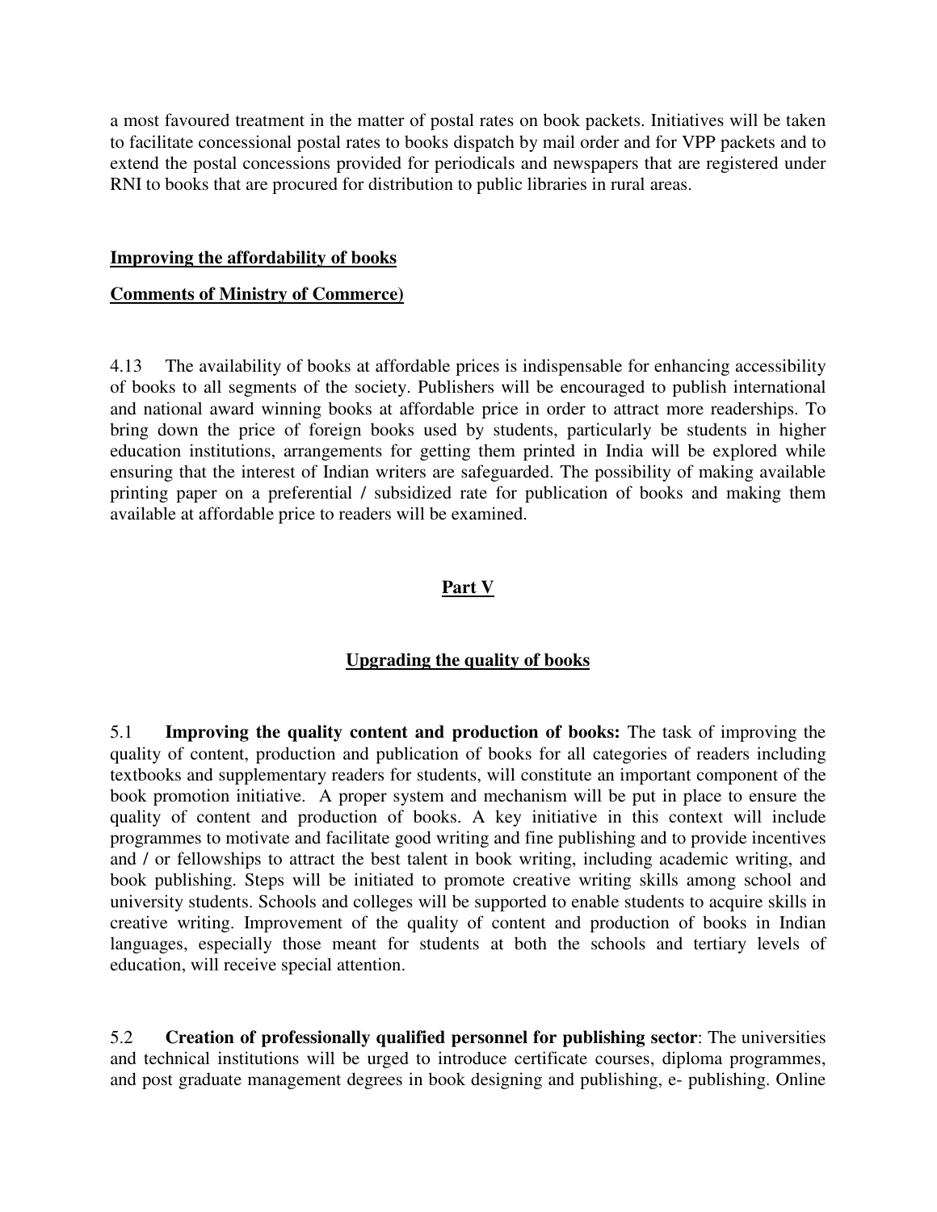a most favoured treatment in the matter of postal rates on book packets. Initiatives will be taken to facilitate concessional postal rates to books dispatch by mail order and for VPP packets and to extend the postal concessions provided for periodicals and newspapers that are registered under RNI to books that are procured for distribution to public libraries in rural areas.

**Improving the affordability of books**

**Comments of Ministry of Commerce)**

4.13 The availability of books at affordable prices is indispensable for enhancing accessibility of books to all segments of the society. Publishers will be encouraged to publish international and national award winning books at affordable price in order to attract more readerships. To bring down the price of foreign books used by students, particularly be students in higher education institutions, arrangements for getting them printed in India will be explored while ensuring that the interest of Indian writers are safeguarded. The possibility of making available printing paper on a preferential / subsidized rate for publication of books and making them available at affordable price to readers will be examined.

## Part V

## Upgrading the quality of books

5.1 **Improving the quality content and production of books:** The task of improving the quality of content, production and publication of books for all categories of readers including textbooks and supplementary readers for students, will constitute an important component of the book promotion initiative. A proper system and mechanism will be put in place to ensure the quality of content and production of books. A key initiative in this context will include programmes to motivate and facilitate good writing and fine publishing and to provide incentives and / or fellowships to attract the best talent in book writing, including academic writing, and book publishing. Steps will be initiated to promote creative writing skills among school and university students. Schools and colleges will be supported to enable students to acquire skills in creative writing. Improvement of the quality of content and production of books in Indian languages, especially those meant for students at both the schools and tertiary levels of education, will receive special attention.

5.2 **Creation of professionally qualified personnel for publishing sector**: The universities and technical institutions will be urged to introduce certificate courses, diploma programmes, and post graduate management degrees in book designing and publishing, e- publishing. Online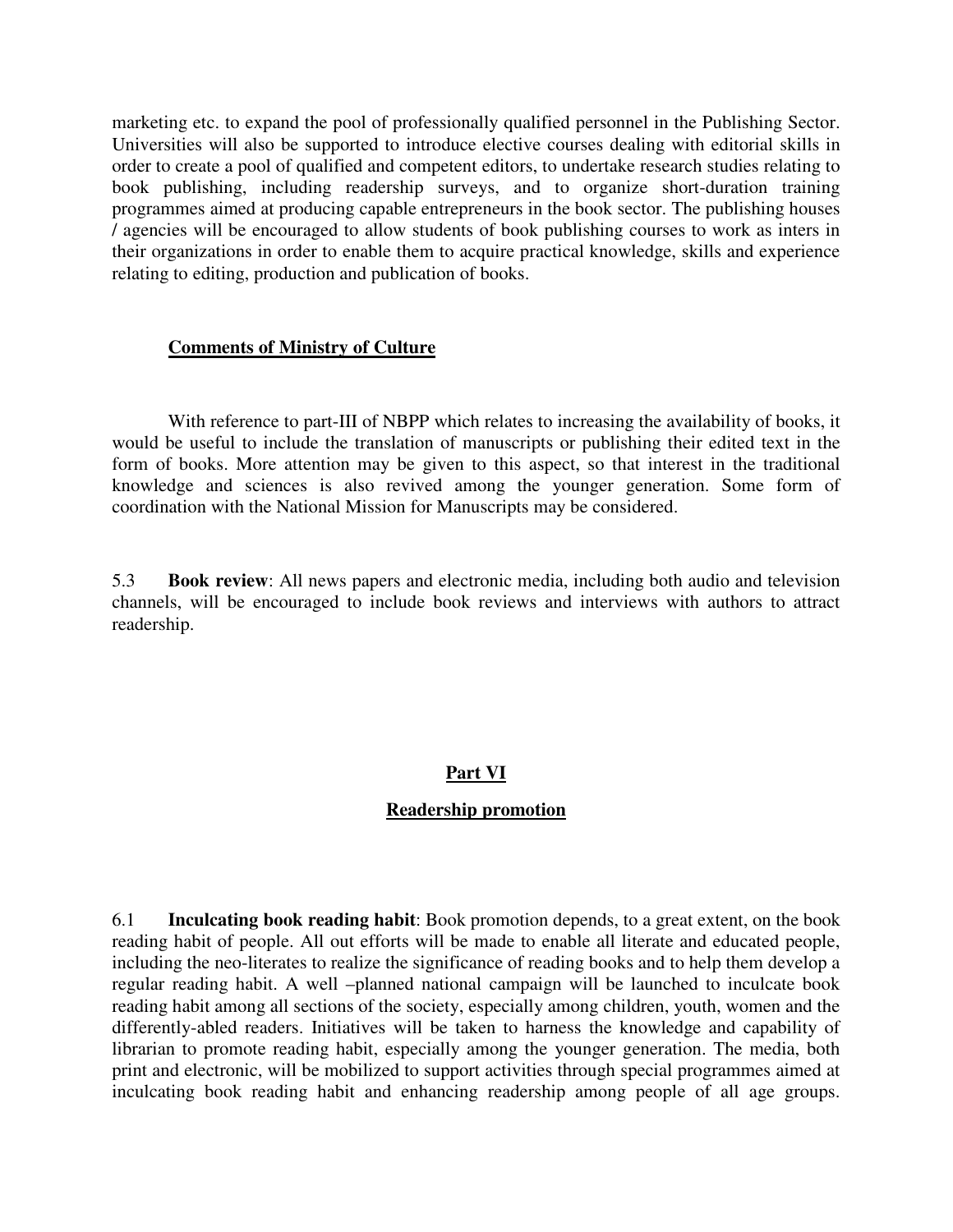marketing etc. to expand the pool of professionally qualified personnel in the Publishing Sector. Universities will also be supported to introduce elective courses dealing with editorial skills in order to create a pool of qualified and competent editors, to undertake research studies relating to book publishing, including readership surveys, and to organize short-duration training programmes aimed at producing capable entrepreneurs in the book sector. The publishing houses / agencies will be encouraged to allow students of book publishing courses to work as inters in their organizations in order to enable them to acquire practical knowledge, skills and experience relating to editing, production and publication of books.

**Comments of Ministry of Culture**

With reference to part-III of NBPP which relates to increasing the availability of books, it would be useful to include the translation of manuscripts or publishing their edited text in the form of books. More attention may be given to this aspect, so that interest in the traditional knowledge and sciences is also revived among the younger generation. Some form of coordination with the National Mission for Manuscripts may be considered.

5.3 **Book review**: All news papers and electronic media, including both audio and television channels, will be encouraged to include book reviews and interviews with authors to attract readership.

## Part VI

## Readership promotion

6.1 **Inculcating book reading habit**: Book promotion depends, to a great extent, on the book reading habit of people. All out efforts will be made to enable all literate and educated people, including the neo-literates to realize the significance of reading books and to help them develop a regular reading habit. A well –planned national campaign will be launched to inculcate book reading habit among all sections of the society, especially among children, youth, women and the differently-abled readers. Initiatives will be taken to harness the knowledge and capability of librarian to promote reading habit, especially among the younger generation. The media, both print and electronic, will be mobilized to support activities through special programmes aimed at inculcating book reading habit and enhancing readership among people of all age groups.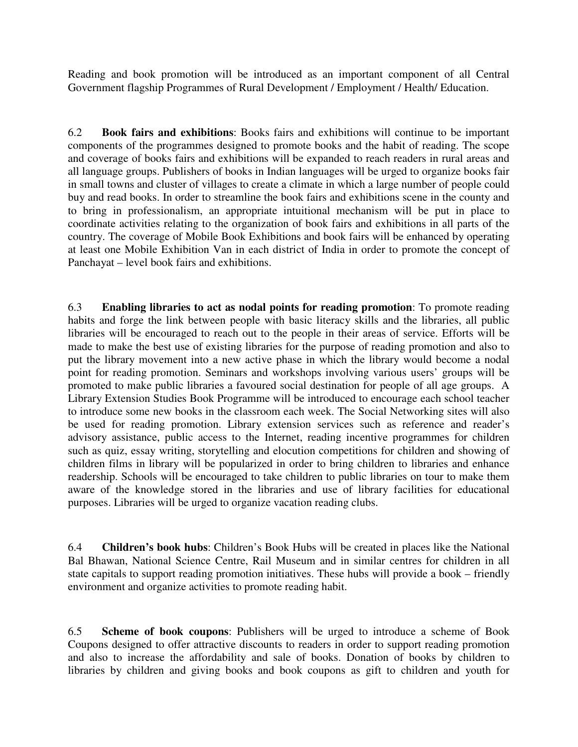Reading and book promotion will be introduced as an important component of all Central Government flagship Programmes of Rural Development / Employment / Health/ Education.

6.2 **Book fairs and exhibitions**: Books fairs and exhibitions will continue to be important components of the programmes designed to promote books and the habit of reading. The scope and coverage of books fairs and exhibitions will be expanded to reach readers in rural areas and all language groups. Publishers of books in Indian languages will be urged to organize books fair in small towns and cluster of villages to create a climate in which a large number of people could buy and read books. In order to streamline the book fairs and exhibitions scene in the county and to bring in professionalism, an appropriate intuitional mechanism will be put in place to coordinate activities relating to the organization of book fairs and exhibitions in all parts of the country. The coverage of Mobile Book Exhibitions and book fairs will be enhanced by operating at least one Mobile Exhibition Van in each district of India in order to promote the concept of Panchayat – level book fairs and exhibitions.

6.3 **Enabling libraries to act as nodal points for reading promotion**: To promote reading habits and forge the link between people with basic literacy skills and the libraries, all public libraries will be encouraged to reach out to the people in their areas of service. Efforts will be made to make the best use of existing libraries for the purpose of reading promotion and also to put the library movement into a new active phase in which the library would become a nodal point for reading promotion. Seminars and workshops involving various users' groups will be promoted to make public libraries a favoured social destination for people of all age groups. A Library Extension Studies Book Programme will be introduced to encourage each school teacher to introduce some new books in the classroom each week. The Social Networking sites will also be used for reading promotion. Library extension services such as reference and reader's advisory assistance, public access to the Internet, reading incentive programmes for children such as quiz, essay writing, storytelling and elocution competitions for children and showing of children films in library will be popularized in order to bring children to libraries and enhance readership. Schools will be encouraged to take children to public libraries on tour to make them aware of the knowledge stored in the libraries and use of library facilities for educational purposes. Libraries will be urged to organize vacation reading clubs.

6.4 **Children's book hubs**: Children's Book Hubs will be created in places like the National Bal Bhawan, National Science Centre, Rail Museum and in similar centres for children in all state capitals to support reading promotion initiatives. These hubs will provide a book – friendly environment and organize activities to promote reading habit.

6.5 **Scheme of book coupons**: Publishers will be urged to introduce a scheme of Book Coupons designed to offer attractive discounts to readers in order to support reading promotion and also to increase the affordability and sale of books. Donation of books by children to libraries by children and giving books and book coupons as gift to children and youth for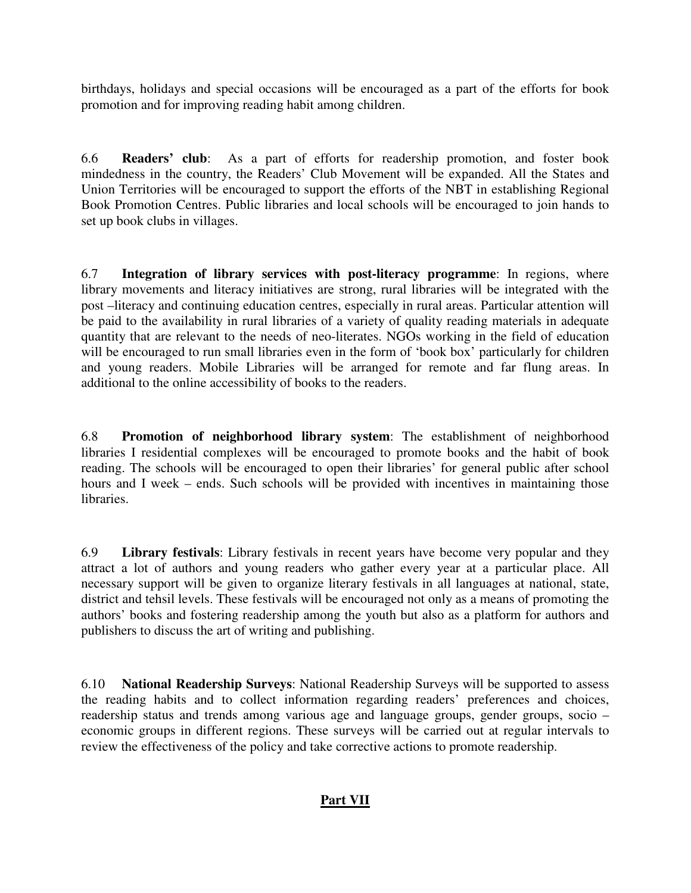birthdays, holidays and special occasions will be encouraged as a part of the efforts for book promotion and for improving reading habit among children.

6.6 **Readers' club**: As a part of efforts for readership promotion, and foster book mindedness in the country, the Readers' Club Movement will be expanded. All the States and Union Territories will be encouraged to support the efforts of the NBT in establishing Regional Book Promotion Centres. Public libraries and local schools will be encouraged to join hands to set up book clubs in villages.

6.7 **Integration of library services with post-literacy programme**: In regions, where library movements and literacy initiatives are strong, rural libraries will be integrated with the post –literacy and continuing education centres, especially in rural areas. Particular attention will be paid to the availability in rural libraries of a variety of quality reading materials in adequate quantity that are relevant to the needs of neo-literates. NGOs working in the field of education will be encouraged to run small libraries even in the form of 'book box' particularly for children and young readers. Mobile Libraries will be arranged for remote and far flung areas. In additional to the online accessibility of books to the readers.

6.8 **Promotion of neighborhood library system**: The establishment of neighborhood libraries I residential complexes will be encouraged to promote books and the habit of book reading. The schools will be encouraged to open their libraries' for general public after school hours and I week – ends. Such schools will be provided with incentives in maintaining those libraries.

6.9 **Library festivals**: Library festivals in recent years have become very popular and they attract a lot of authors and young readers who gather every year at a particular place. All necessary support will be given to organize literary festivals in all languages at national, state, district and tehsil levels. These festivals will be encouraged not only as a means of promoting the authors' books and fostering readership among the youth but also as a platform for authors and publishers to discuss the art of writing and publishing.

6.10 **National Readership Surveys**: National Readership Surveys will be supported to assess the reading habits and to collect information regarding readers' preferences and choices, readership status and trends among various age and language groups, gender groups, socio – economic groups in different regions. These surveys will be carried out at regular intervals to review the effectiveness of the policy and take corrective actions to promote readership.

## Part VII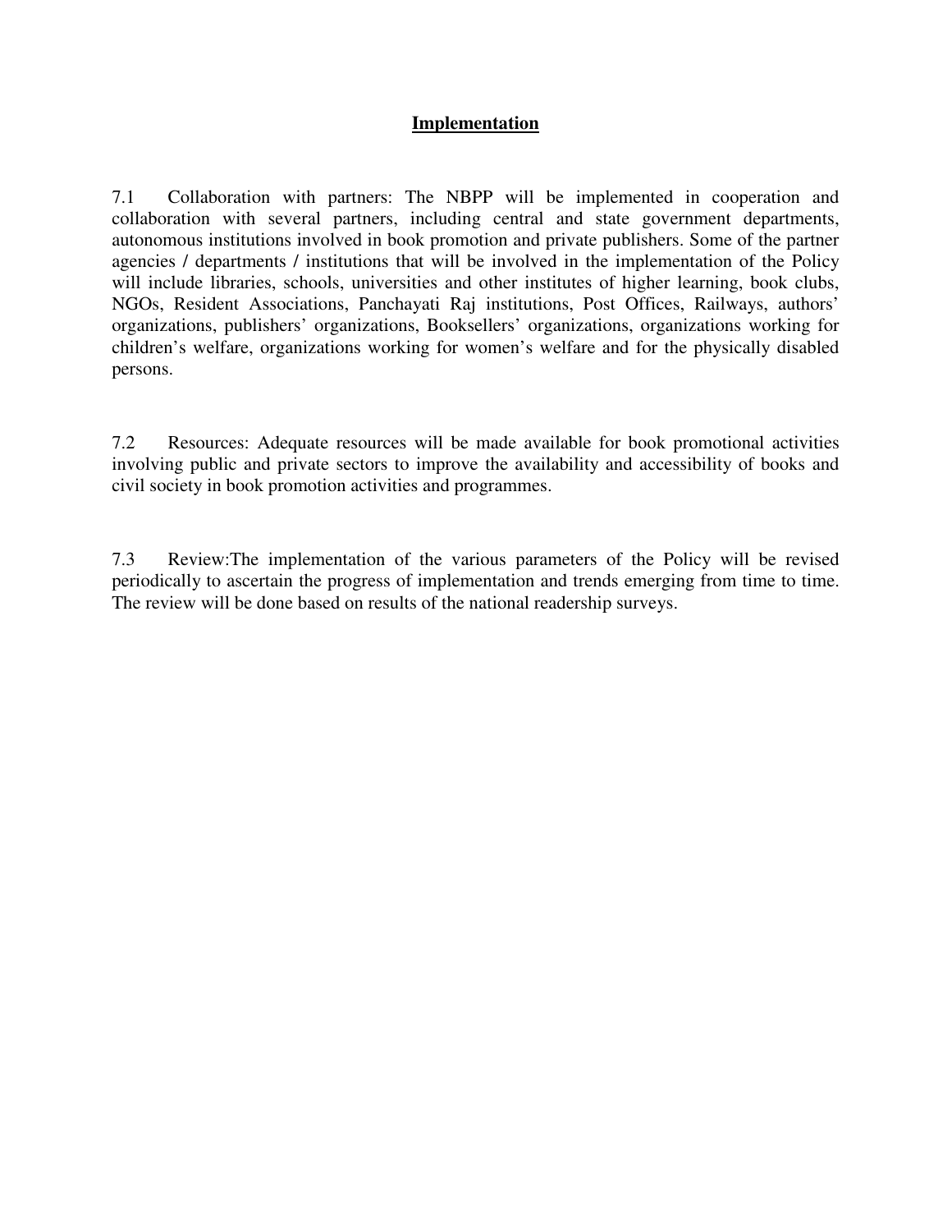## Implementation

7.1 Collaboration with partners: The NBPP will be implemented in cooperation and collaboration with several partners, including central and state government departments, autonomous institutions involved in book promotion and private publishers. Some of the partner agencies / departments / institutions that will be involved in the implementation of the Policy will include libraries, schools, universities and other institutes of higher learning, book clubs, NGOs, Resident Associations, Panchayati Raj institutions, Post Offices, Railways, authors' organizations, publishers' organizations, Booksellers' organizations, organizations working for children's welfare, organizations working for women's welfare and for the physically disabled persons.

7.2 Resources: Adequate resources will be made available for book promotional activities involving public and private sectors to improve the availability and accessibility of books and civil society in book promotion activities and programmes.

7.3 Review:The implementation of the various parameters of the Policy will be revised periodically to ascertain the progress of implementation and trends emerging from time to time. The review will be done based on results of the national readership surveys.